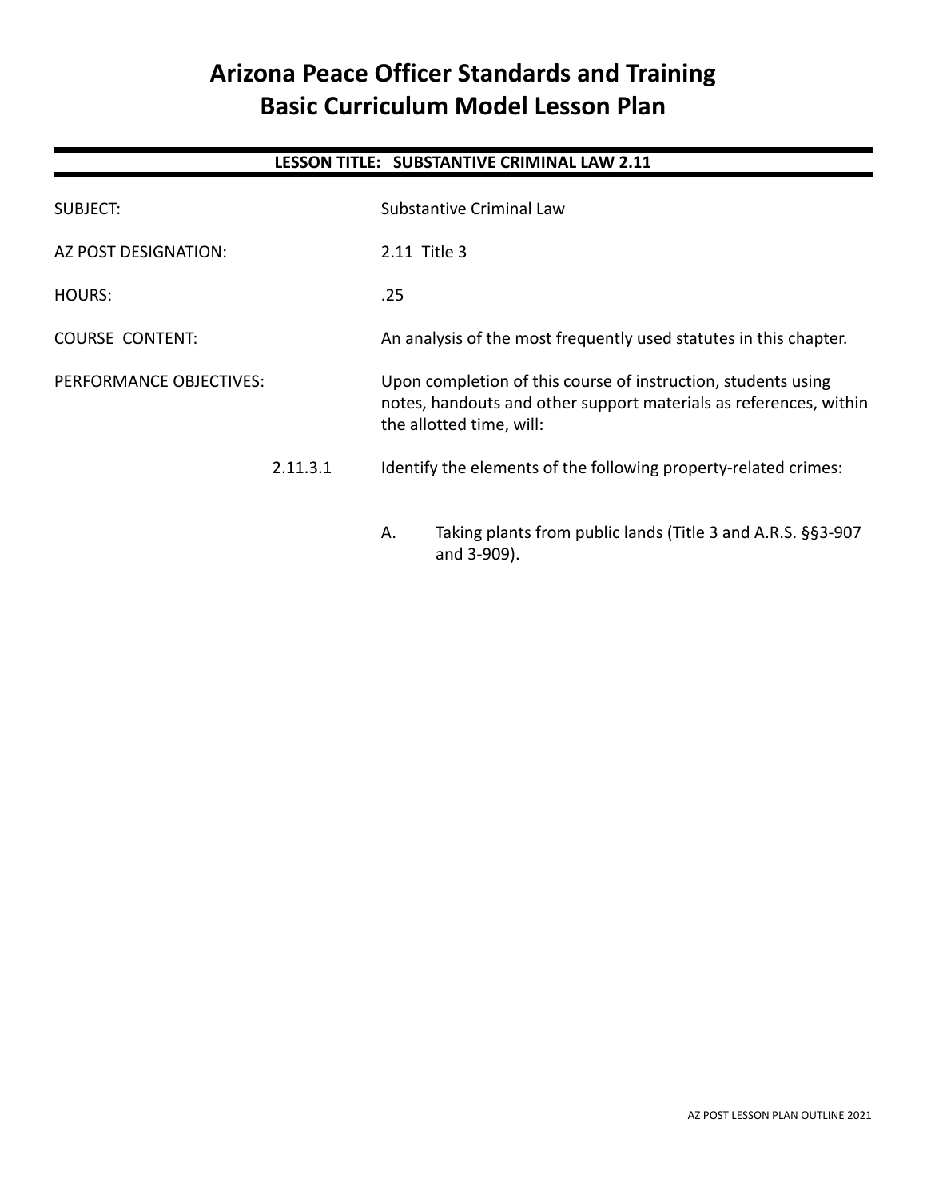# Arizona Peace Officer Standards and Training
# Basic Curriculum Model Lesson Plan

**LESSON TITLE: SUBSTANTIVE CRIMINAL LAW 2.11**

SUBJECT: Substantive Criminal Law

AZ POST DESIGNATION: 2.11 Title 3

HOURS: .25

COURSE CONTENT: An analysis of the most frequently used statutes in this chapter.

PERFORMANCE OBJECTIVES: Upon completion of this course of instruction, students using notes, handouts and other support materials as references, within the allotted time, will:

2.11.3.1 Identify the elements of the following property-related crimes:

A. Taking plants from public lands (Title 3 and A.R.S. §§3-907 and 3-909).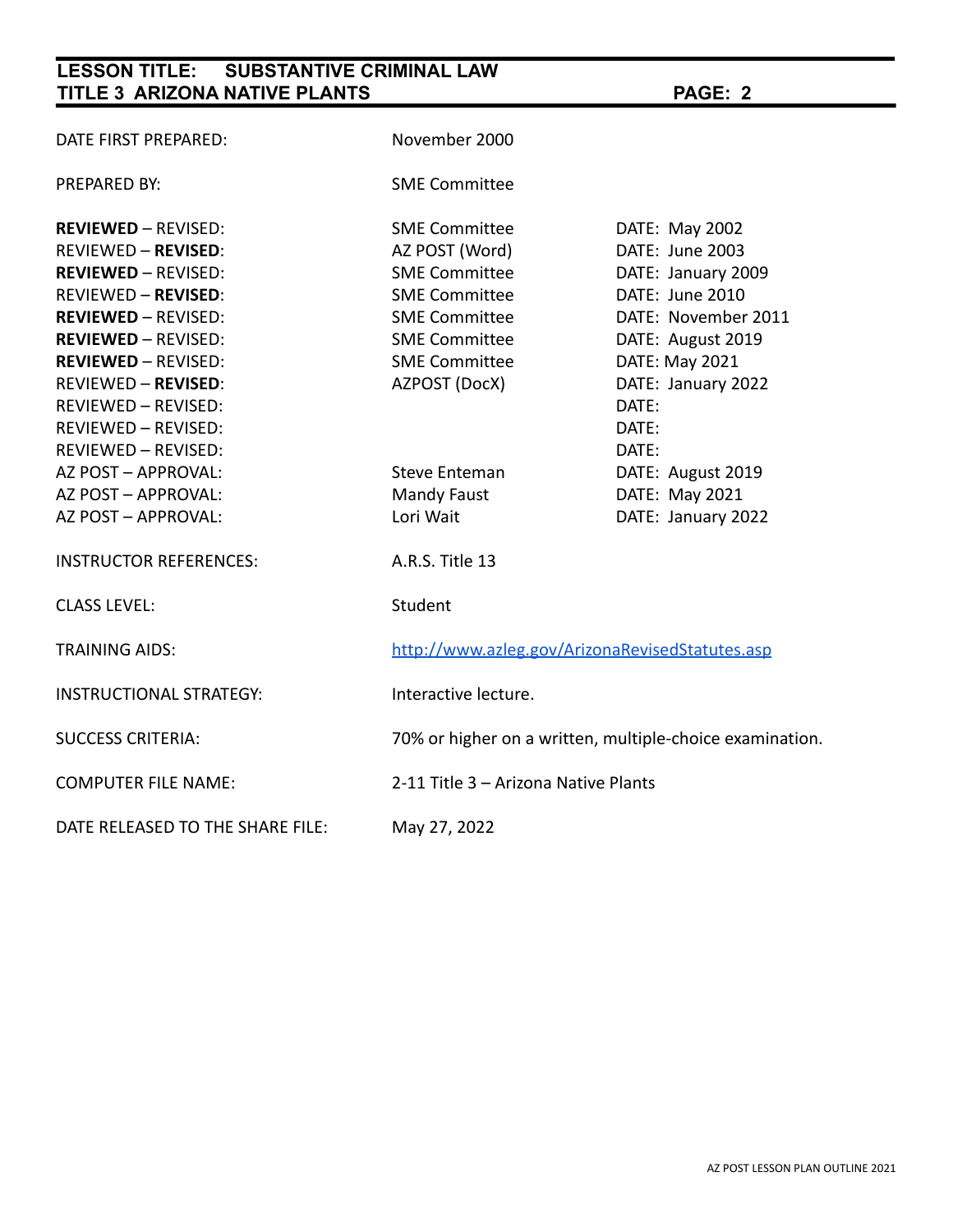| | | |
|---|---|---|
| DATE FIRST PREPARED: | November 2000 | |
| PREPARED BY: | SME Committee | |
| **REVIEWED** – REVISED: | SME Committee | DATE: May 2002 |
| REVIEWED – **REVISED**: | AZ POST (Word) | DATE: June 2003 |
| **REVIEWED** – REVISED: | SME Committee | DATE: January 2009 |
| REVIEWED – **REVISED**: | SME Committee | DATE: June 2010 |
| **REVIEWED** – REVISED: | SME Committee | DATE: November 2011 |
| **REVIEWED** – REVISED: | SME Committee | DATE: August 2019 |
| **REVIEWED** – REVISED: | SME Committee | DATE: May 2021 |
| REVIEWED – **REVISED**: | AZPOST (DocX) | DATE: January 2022 |
| REVIEWED – REVISED: | | DATE: |
| REVIEWED – REVISED: | | DATE: |
| REVIEWED – REVISED: | | DATE: |
| AZ POST – APPROVAL: | Steve Enteman | DATE: August 2019 |
| AZ POST – APPROVAL: | Mandy Faust | DATE: May 2021 |
| AZ POST – APPROVAL: | Lori Wait | DATE: January 2022 |
| INSTRUCTOR REFERENCES: | A.R.S. Title 13 | |
| CLASS LEVEL: | Student | |
| TRAINING AIDS: | http://www.azleg.gov/ArizonaRevisedStatutes.asp | |
| INSTRUCTIONAL STRATEGY: | Interactive lecture. | |
| SUCCESS CRITERIA: | 70% or higher on a written, multiple-choice examination. | |
| COMPUTER FILE NAME: | 2-11 Title 3 – Arizona Native Plants | |
| DATE RELEASED TO THE SHARE FILE: | May 27, 2022 | |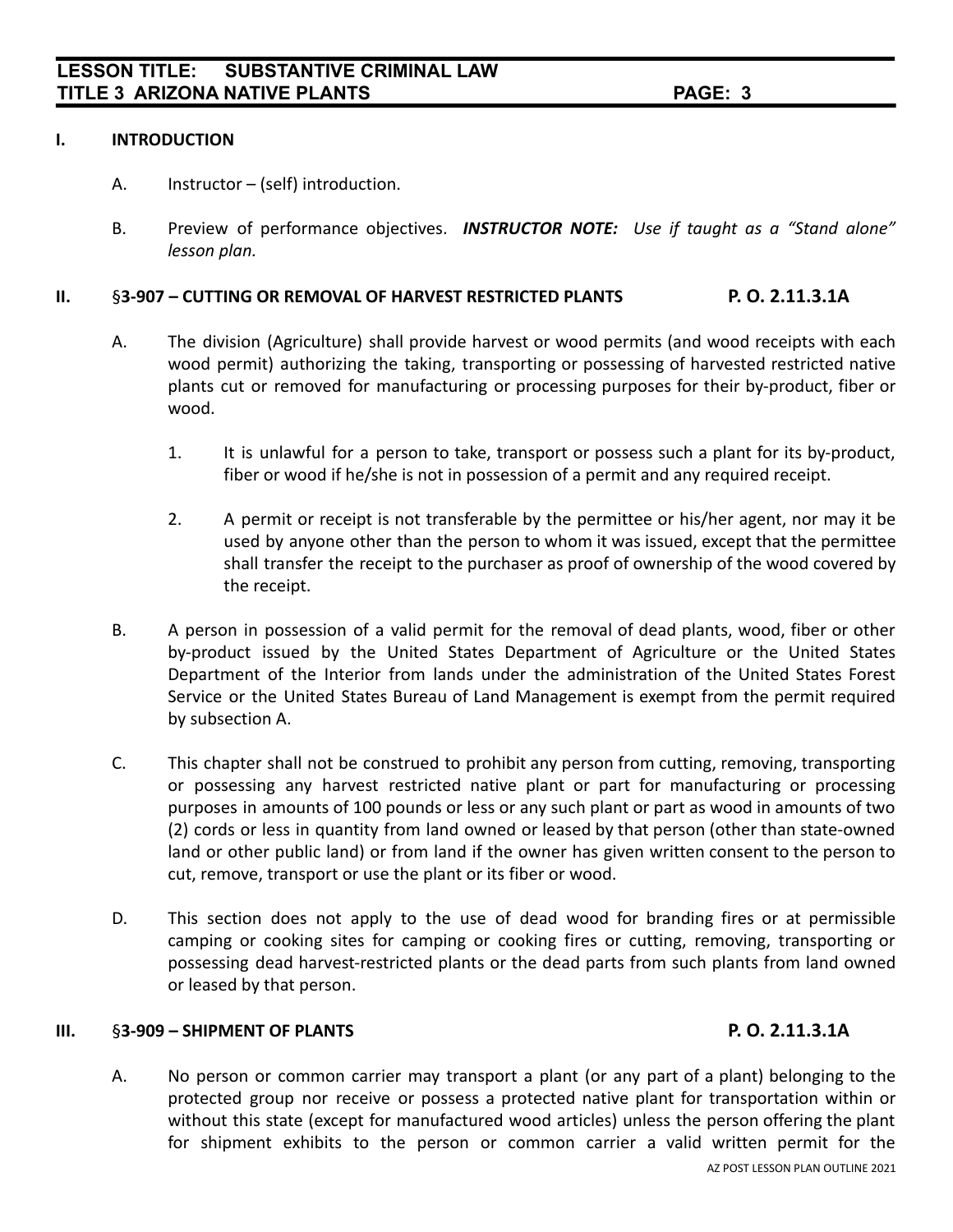## I. INTRODUCTION

A. Instructor – (self) introduction.

B. Preview of performance objectives. ***INSTRUCTOR NOTE:*** *Use if taught as a "Stand alone" lesson plan.*

## II. §3-907 – CUTTING OR REMOVAL OF HARVEST RESTRICTED PLANTS — P. O. 2.11.3.1A

A. The division (Agriculture) shall provide harvest or wood permits (and wood receipts with each wood permit) authorizing the taking, transporting or possessing of harvested restricted native plants cut or removed for manufacturing or processing purposes for their by-product, fiber or wood.

1. It is unlawful for a person to take, transport or possess such a plant for its by-product, fiber or wood if he/she is not in possession of a permit and any required receipt.

2. A permit or receipt is not transferable by the permittee or his/her agent, nor may it be used by anyone other than the person to whom it was issued, except that the permittee shall transfer the receipt to the purchaser as proof of ownership of the wood covered by the receipt.

B. A person in possession of a valid permit for the removal of dead plants, wood, fiber or other by-product issued by the United States Department of Agriculture or the United States Department of the Interior from lands under the administration of the United States Forest Service or the United States Bureau of Land Management is exempt from the permit required by subsection A.

C. This chapter shall not be construed to prohibit any person from cutting, removing, transporting or possessing any harvest restricted native plant or part for manufacturing or processing purposes in amounts of 100 pounds or less or any such plant or part as wood in amounts of two (2) cords or less in quantity from land owned or leased by that person (other than state-owned land or other public land) or from land if the owner has given written consent to the person to cut, remove, transport or use the plant or its fiber or wood.

D. This section does not apply to the use of dead wood for branding fires or at permissible camping or cooking sites for camping or cooking fires or cutting, removing, transporting or possessing dead harvest-restricted plants or the dead parts from such plants from land owned or leased by that person.

## III. §3-909 – SHIPMENT OF PLANTS — P. O. 2.11.3.1A

A. No person or common carrier may transport a plant (or any part of a plant) belonging to the protected group nor receive or possess a protected native plant for transportation within or without this state (except for manufactured wood articles) unless the person offering the plant for shipment exhibits to the person or common carrier a valid written permit for the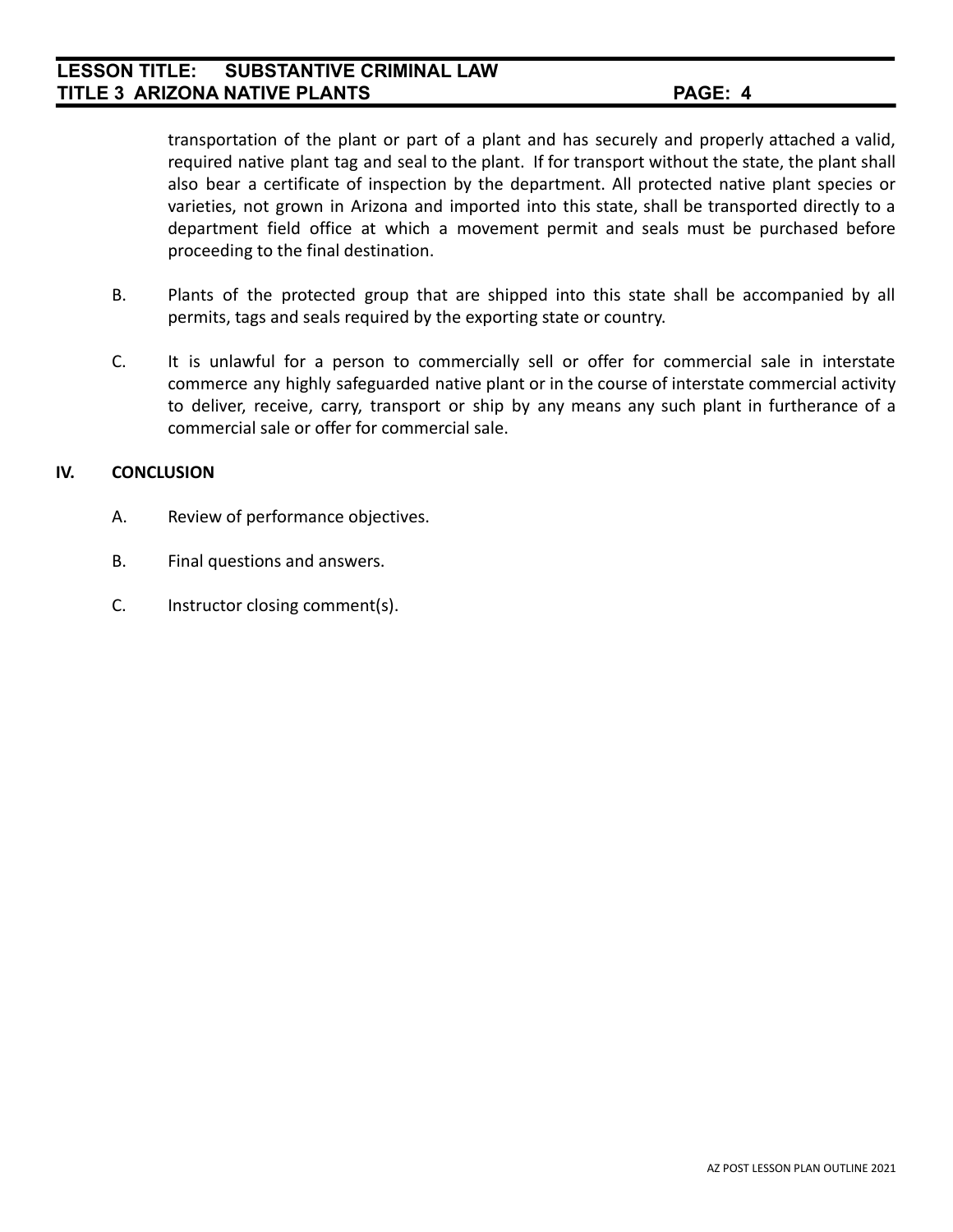transportation of the plant or part of a plant and has securely and properly attached a valid, required native plant tag and seal to the plant. If for transport without the state, the plant shall also bear a certificate of inspection by the department. All protected native plant species or varieties, not grown in Arizona and imported into this state, shall be transported directly to a department field office at which a movement permit and seals must be purchased before proceeding to the final destination.

B. Plants of the protected group that are shipped into this state shall be accompanied by all permits, tags and seals required by the exporting state or country.

C. It is unlawful for a person to commercially sell or offer for commercial sale in interstate commerce any highly safeguarded native plant or in the course of interstate commercial activity to deliver, receive, carry, transport or ship by any means any such plant in furtherance of a commercial sale or offer for commercial sale.

## IV. CONCLUSION

A. Review of performance objectives.

B. Final questions and answers.

C. Instructor closing comment(s).